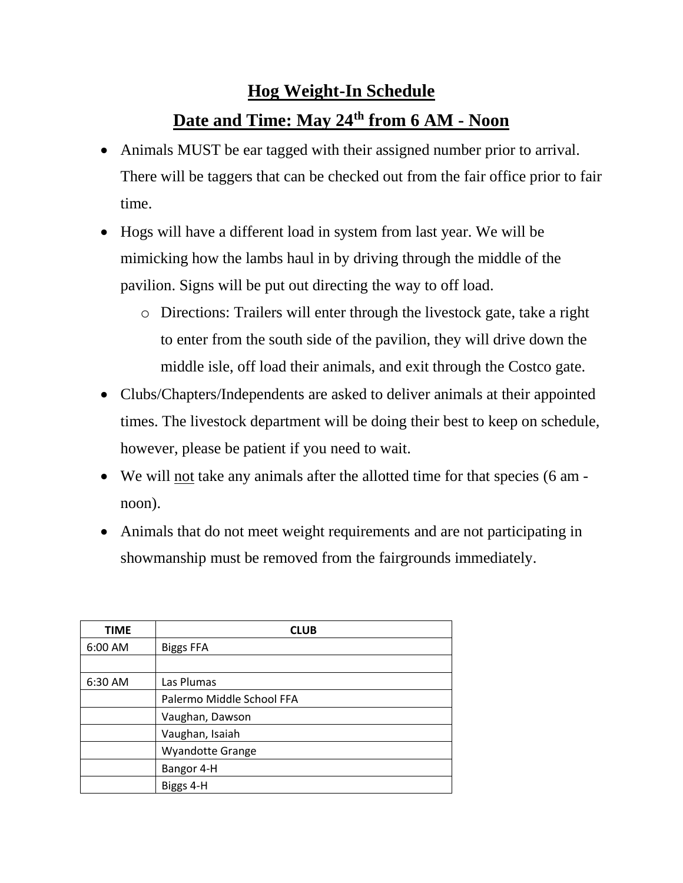# Hog Weight-In Schedule

## Date and Time: May 24th from 6 AM - Noon

- Animals MUST be ear tagged with their assigned number prior to arrival. There will be taggers that can be checked out from the fair office prior to fair time.
- Hogs will have a different load in system from last year. We will be mimicking how the lambs haul in by driving through the middle of the pavilion. Signs will be put out directing the way to off load.
  - Directions: Trailers will enter through the livestock gate, take a right to enter from the south side of the pavilion, they will drive down the middle isle, off load their animals, and exit through the Costco gate.
- Clubs/Chapters/Independents are asked to deliver animals at their appointed times. The livestock department will be doing their best to keep on schedule, however, please be patient if you need to wait.
- We will not take any animals after the allotted time for that species (6 am - noon).
- Animals that do not meet weight requirements and are not participating in showmanship must be removed from the fairgrounds immediately.

| TIME | CLUB |
|---|---|
| 6:00 AM | Biggs FFA |
| | |
| 6:30 AM | Las Plumas |
| | Palermo Middle School FFA |
| | Vaughan, Dawson |
| | Vaughan, Isaiah |
| | Wyandotte Grange |
| | Bangor 4-H |
| | Biggs 4-H |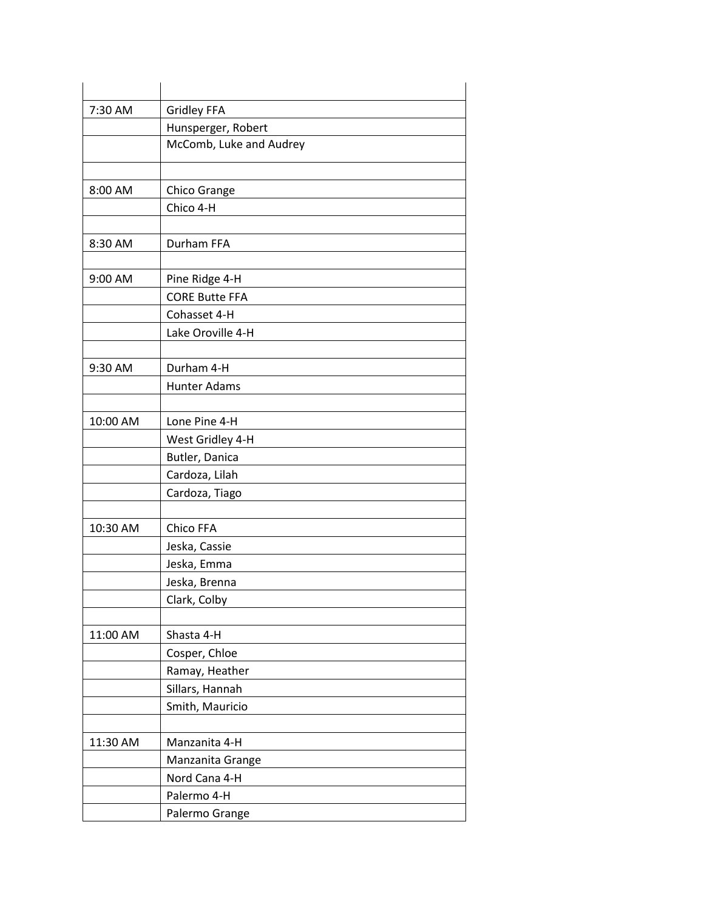| | |
|---|---|
| | |
| 7:30 AM | Gridley FFA |
| | Hunsperger, Robert |
| | McComb, Luke and Audrey |
| | |
| 8:00 AM | Chico Grange |
| | Chico 4-H |
| | |
| 8:30 AM | Durham FFA |
| | |
| 9:00 AM | Pine Ridge 4-H |
| | CORE Butte FFA |
| | Cohasset 4-H |
| | Lake Oroville 4-H |
| | |
| 9:30 AM | Durham 4-H |
| | Hunter Adams |
| | |
| 10:00 AM | Lone Pine 4-H |
| | West Gridley 4-H |
| | Butler, Danica |
| | Cardoza, Lilah |
| | Cardoza, Tiago |
| | |
| 10:30 AM | Chico FFA |
| | Jeska, Cassie |
| | Jeska, Emma |
| | Jeska, Brenna |
| | Clark, Colby |
| | |
| 11:00 AM | Shasta 4-H |
| | Cosper, Chloe |
| | Ramay, Heather |
| | Sillars, Hannah |
| | Smith, Mauricio |
| | |
| 11:30 AM | Manzanita 4-H |
| | Manzanita Grange |
| | Nord Cana 4-H |
| | Palermo 4-H |
| | Palermo Grange |